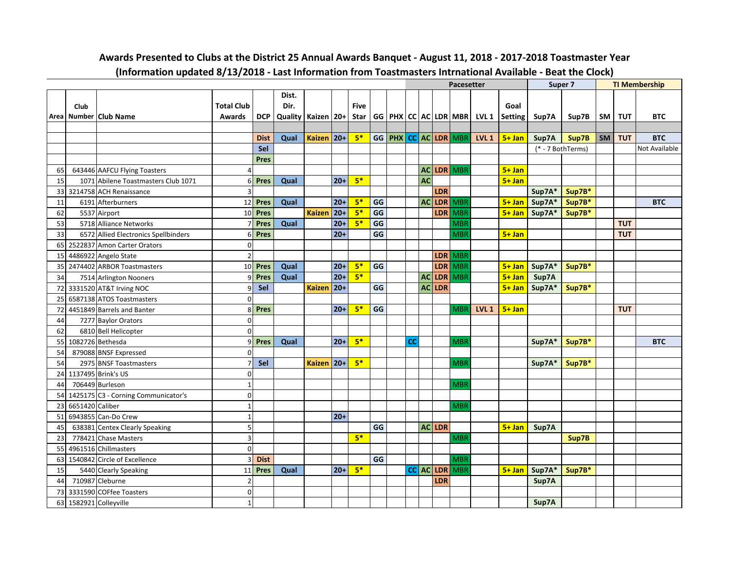**Awards Presented to Clubs at the District 25 Annual Awards Banquet - August 11, 2018 - 2017-2018 Toastmaster Year**

**(Information updated 8/13/2018 - Last Information from Toastmasters Intrnational Available - Beat the Clock)**

| | | | | | | | | | | | Pacesetter | | | | | | Super 7 | | TI Membership | | |
|---|---|---|---|---|---|---|---|---|---|---|---|---|---|---|---|---|---|---|---|---|---|
| Area | Club Number | Club Name | Total Club Awards | DCP | Dist. Dir. Quality | Kaizen | 20+ | Five Star | GG | PHX | CC | AC | LDR | MBR | LVL 1 | Goal Setting | Sup7A | Sup7B | SM | TUT | BTC |
| | | | | | | | | | | | | | | | | | | | | | |
| | | | | Dist | Qual | Kaizen | 20+ | 5* | GG | PHX | CC | AC | LDR | MBR | LVL 1 | 5+ Jan | Sup7A | Sup7B | SM | TUT | BTC |
| | | | | Sel | | | | | | | | | | | | | (* - 7 BothTerms) | | | | Not Available |
| | | | | Pres | | | | | | | | | | | | | | | | | |
| 65 | 643446 | AAFCU Flying Toasters | 4 | | | | | | | | | AC | LDR | MBR | | 5+ Jan | | | | | |
| 15 | 1071 | Abilene Toastmasters Club 1071 | 6 | Pres | Qual | | 20+ | 5* | | | | AC | | | | 5+ Jan | | | | | |
| 33 | 3214758 | ACH Renaissance | 3 | | | | | | | | | | LDR | | | | Sup7A* | Sup7B* | | | |
| 11 | 6191 | Afterburners | 12 | Pres | Qual | | 20+ | 5* | GG | | | AC | LDR | MBR | | 5+ Jan | Sup7A* | Sup7B* | | | BTC |
| 62 | 5537 | Airport | 10 | Pres | | Kaizen | 20+ | 5* | GG | | | | LDR | MBR | | 5+ Jan | Sup7A* | Sup7B* | | | |
| 53 | 5718 | Alliance Networks | 7 | Pres | Qual | | 20+ | 5* | GG | | | | | MBR | | | | | | TUT | |
| 33 | 6572 | Allied Electronics Spellbinders | 6 | Pres | | | 20+ | | GG | | | | | MBR | | 5+ Jan | | | | TUT | |
| 65 | 2522837 | Amon Carter Orators | 0 | | | | | | | | | | | | | | | | | | |
| 15 | 4486922 | Angelo State | 2 | | | | | | | | | | LDR | MBR | | | | | | | |
| 35 | 2474402 | ARBOR Toastmasters | 10 | Pres | Qual | | 20+ | 5* | GG | | | | LDR | MBR | | 5+ Jan | Sup7A* | Sup7B* | | | |
| 34 | 7514 | Arlington Nooners | 9 | Pres | Qual | | 20+ | 5* | | | | AC | LDR | MBR | | 5+ Jan | Sup7A | | | | |
| 72 | 3331520 | AT&T Irving NOC | 9 | Sel | | Kaizen | 20+ | | GG | | | AC | LDR | | | 5+ Jan | Sup7A* | Sup7B* | | | |
| 25 | 6587138 | ATOS Toastmasters | 0 | | | | | | | | | | | | | | | | | | |
| 72 | 4451849 | Barrels and Banter | 8 | Pres | | | 20+ | 5* | GG | | | | | MBR | LVL 1 | 5+ Jan | | | | TUT | |
| 44 | 7277 | Baylor Orators | 0 | | | | | | | | | | | | | | | | | | |
| 62 | 6810 | Bell Helicopter | 0 | | | | | | | | | | | | | | | | | | |
| 55 | 1082726 | Bethesda | 9 | Pres | Qual | | 20+ | 5* | | | CC | | | MBR | | | Sup7A* | Sup7B* | | | BTC |
| 54 | 879088 | BNSF Expressed | 0 | | | | | | | | | | | | | | | | | | |
| 54 | 2975 | BNSF Toastmasters | 7 | Sel | | Kaizen | 20+ | 5* | | | | | | MBR | | | Sup7A* | Sup7B* | | | |
| 24 | 1137495 | Brink's US | 0 | | | | | | | | | | | | | | | | | | |
| 44 | 706449 | Burleson | 1 | | | | | | | | | | | MBR | | | | | | | |
| 54 | 1425175 | C3 - Corning Communicator's | 0 | | | | | | | | | | | | | | | | | | |
| 23 | 6651420 | Caliber | 1 | | | | | | | | | | | MBR | | | | | | | |
| 51 | 6943855 | Can-Do Crew | 1 | | | | 20+ | | | | | | | | | | | | | | |
| 45 | 638381 | Centex Clearly Speaking | 5 | | | | | | GG | | | AC | LDR | | | 5+ Jan | Sup7A | | | | |
| 23 | 778421 | Chase Masters | 3 | | | | | 5* | | | | | | MBR | | | | Sup7B | | | |
| 55 | 4961516 | Chillmasters | 0 | | | | | | | | | | | | | | | | | | |
| 63 | 1540842 | Circle of Excellence | 3 | Dist | | | | | GG | | | | | MBR | | | | | | | |
| 15 | 5440 | Clearly Speaking | 11 | Pres | Qual | | 20+ | 5* | | | CC | AC | LDR | MBR | | 5+ Jan | Sup7A* | Sup7B* | | | |
| 44 | 710987 | Cleburne | 2 | | | | | | | | | | LDR | | | | Sup7A | | | | |
| 73 | 3331590 | COFfee Toasters | 0 | | | | | | | | | | | | | | | | | | |
| 63 | 1582921 | Colleyville | 1 | | | | | | | | | | | | | | Sup7A | | | | |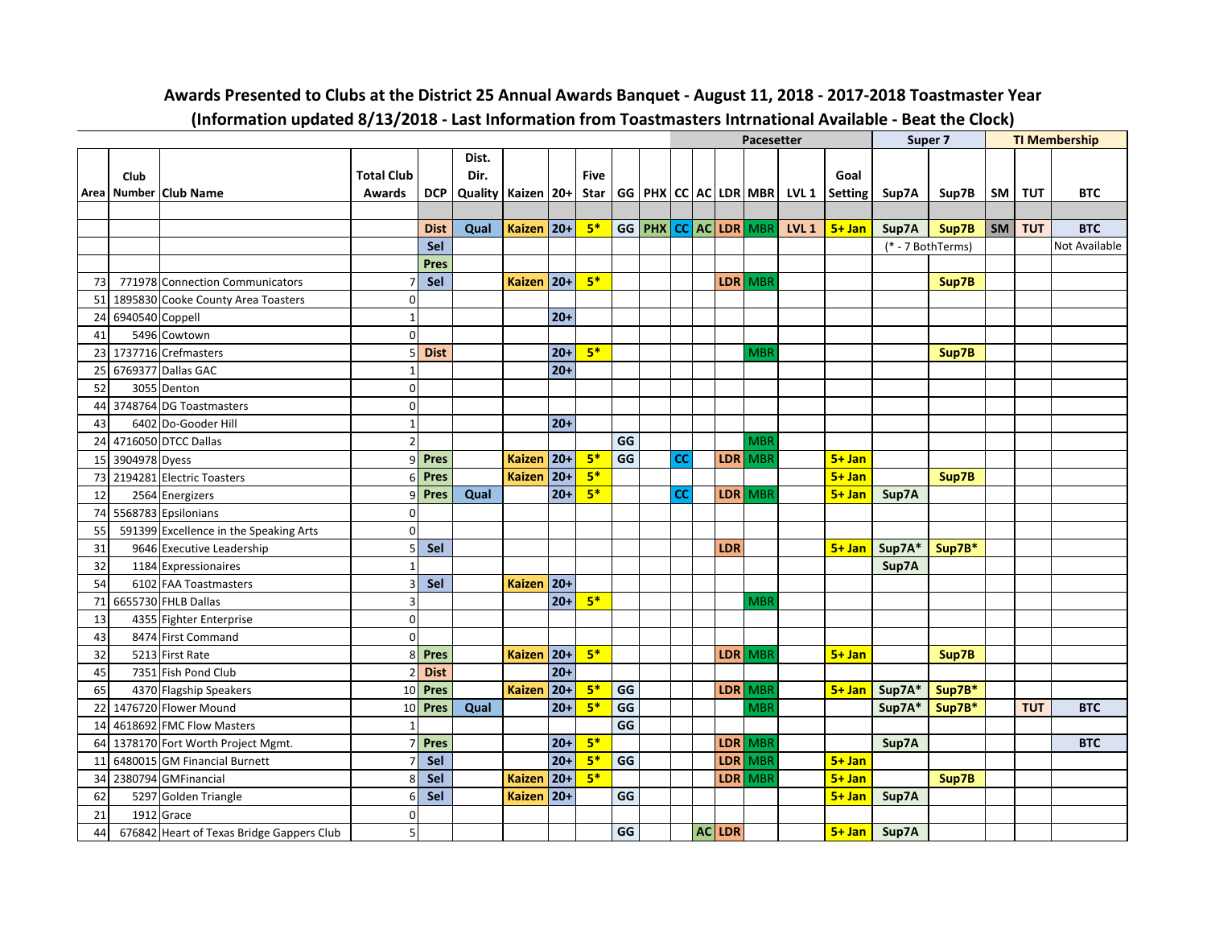**Awards Presented to Clubs at the District 25 Annual Awards Banquet - August 11, 2018 - 2017-2018 Toastmaster Year**
**(Information updated 8/13/2018 - Last Information from Toastmasters Intrnational Available - Beat the Clock)**

| | | | | | | | | | | | Pacesetter | | | | | | Super 7 | | TI Membership | | |
|---|---|---|---|---|---|---|---|---|---|---|---|---|---|---|---|---|---|---|---|---|---|
| Area | Club Number | Club Name | Total Club Awards | DCP | Dist. Dir. Quality | Kaizen | 20+ | Five Star | GG | PHX | CC | AC | LDR | MBR | LVL 1 | Goal Setting | Sup7A | Sup7B | SM | TUT | BTC |
| | | | | | | | | | | | | | | | | | | | | | |
| | | | | Dist | Qual | Kaizen | 20+ | 5* | GG | PHX | CC | AC | LDR | MBR | LVL 1 | 5+ Jan | Sup7A | Sup7B | SM | TUT | BTC |
| | | | | Sel | | | | | | | | | | | | | (* - 7 BothTerms) | | | | Not Available |
| | | | | Pres | | | | | | | | | | | | | | | | | |
| 73 | 771978 | Connection Communicators | 7 | Sel | | Kaizen | 20+ | 5* | | | | | LDR | MBR | | | | Sup7B | | | |
| 51 | 1895830 | Cooke County Area Toasters | 0 | | | | | | | | | | | | | | | | | | |
| 24 | 6940540 | Coppell | 1 | | | | 20+ | | | | | | | | | | | | | | |
| 41 | 5496 | Cowtown | 0 | | | | | | | | | | | | | | | | | | |
| 23 | 1737716 | Crefmasters | 5 | Dist | | | 20+ | 5* | | | | | | MBR | | | | Sup7B | | | |
| 25 | 6769377 | Dallas GAC | 1 | | | | 20+ | | | | | | | | | | | | | | |
| 52 | 3055 | Denton | 0 | | | | | | | | | | | | | | | | | | |
| 44 | 3748764 | DG Toastmasters | 0 | | | | | | | | | | | | | | | | | | |
| 43 | 6402 | Do-Gooder Hill | 1 | | | | 20+ | | | | | | | | | | | | | | |
| 24 | 4716050 | DTCC Dallas | 2 | | | | | | GG | | | | | MBR | | | | | | | |
| 15 | 3904978 | Dyess | 9 | Pres | | Kaizen | 20+ | 5* | GG | | CC | | LDR | MBR | | 5+ Jan | | | | | |
| 73 | 2194281 | Electric Toasters | 6 | Pres | | Kaizen | 20+ | 5* | | | | | | | | 5+ Jan | | Sup7B | | | |
| 12 | 2564 | Energizers | 9 | Pres | Qual | | 20+ | 5* | | | CC | | LDR | MBR | | 5+ Jan | Sup7A | | | | |
| 74 | 5568783 | Epsilonians | 0 | | | | | | | | | | | | | | | | | | |
| 55 | 591399 | Excellence in the Speaking Arts | 0 | | | | | | | | | | | | | | | | | | |
| 31 | 9646 | Executive Leadership | 5 | Sel | | | | | | | | | LDR | | | 5+ Jan | Sup7A* | Sup7B* | | | |
| 32 | 1184 | Expressionaires | 1 | | | | | | | | | | | | | | Sup7A | | | | |
| 54 | 6102 | FAA Toastmasters | 3 | Sel | | Kaizen | 20+ | | | | | | | | | | | | | | |
| 71 | 6655730 | FHLB Dallas | 3 | | | | 20+ | 5* | | | | | | MBR | | | | | | | |
| 13 | 4355 | Fighter Enterprise | 0 | | | | | | | | | | | | | | | | | | |
| 43 | 8474 | First Command | 0 | | | | | | | | | | | | | | | | | | |
| 32 | 5213 | First Rate | 8 | Pres | | Kaizen | 20+ | 5* | | | | | LDR | MBR | | 5+ Jan | | Sup7B | | | |
| 45 | 7351 | Fish Pond Club | 2 | Dist | | | 20+ | | | | | | | | | | | | | | |
| 65 | 4370 | Flagship Speakers | 10 | Pres | | Kaizen | 20+ | 5* | GG | | | | LDR | MBR | | 5+ Jan | Sup7A* | Sup7B* | | | |
| 22 | 1476720 | Flower Mound | 10 | Pres | Qual | | 20+ | 5* | GG | | | | | MBR | | | Sup7A* | Sup7B* | | TUT | BTC |
| 14 | 4618692 | FMC Flow Masters | 1 | | | | | | GG | | | | | | | | | | | | |
| 64 | 1378170 | Fort Worth Project Mgmt. | 7 | Pres | | | 20+ | 5* | | | | | LDR | MBR | | | Sup7A | | | | BTC |
| 11 | 6480015 | GM Financial Burnett | 7 | Sel | | | 20+ | 5* | GG | | | | LDR | MBR | | 5+ Jan | | | | | |
| 34 | 2380794 | GMFinancial | 8 | Sel | | Kaizen | 20+ | 5* | | | | | LDR | MBR | | 5+ Jan | | Sup7B | | | |
| 62 | 5297 | Golden Triangle | 6 | Sel | | Kaizen | 20+ | | GG | | | | | | | 5+ Jan | Sup7A | | | | |
| 21 | 1912 | Grace | 0 | | | | | | | | | | | | | | | | | | |
| 44 | 676842 | Heart of Texas Bridge Gappers Club | 5 | | | | | | GG | | | AC | LDR | | | 5+ Jan | Sup7A | | | | |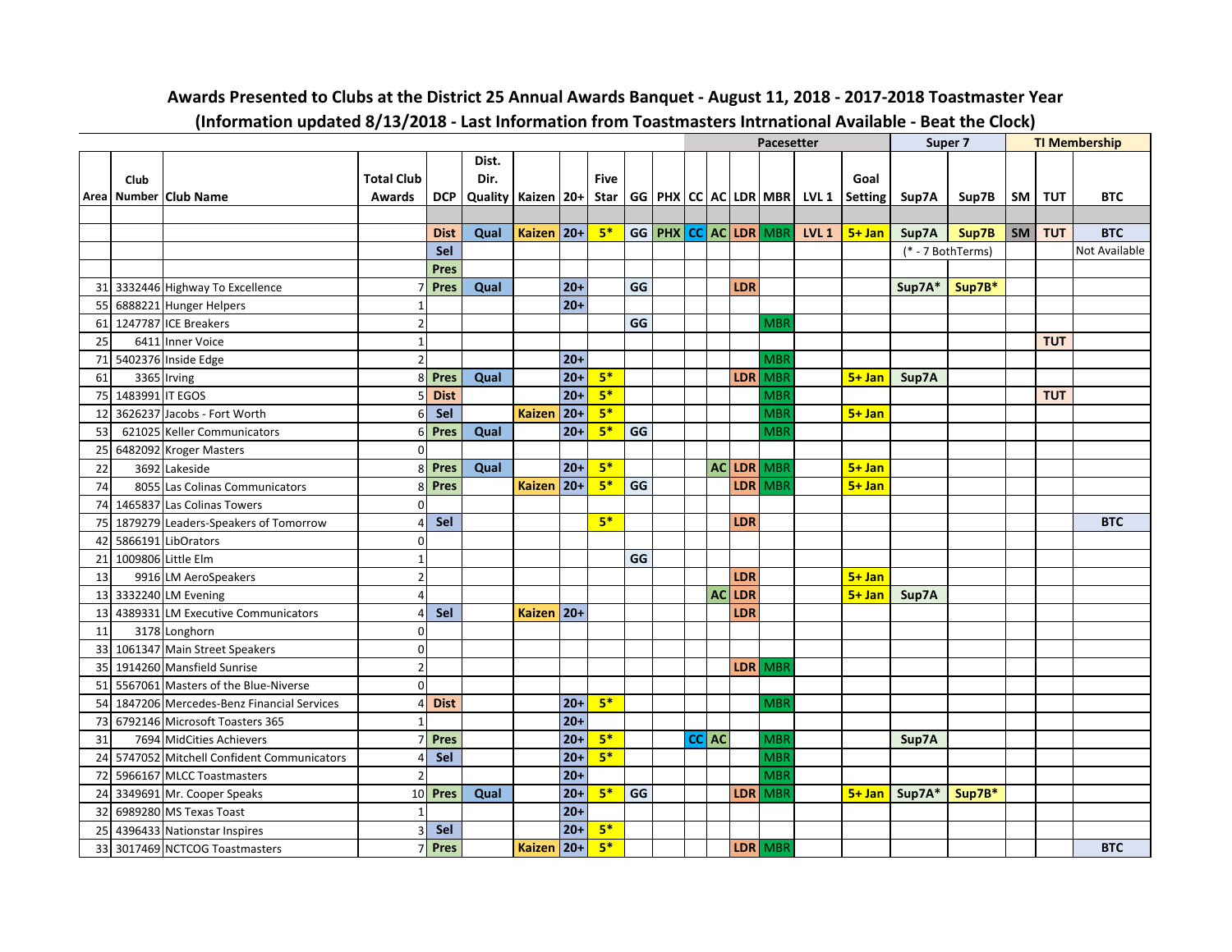## Awards Presented to Clubs at the District 25 Annual Awards Banquet - August 11, 2018 - 2017-2018 Toastmaster Year

## (Information updated 8/13/2018 - Last Information from Toastmasters Intrnational Available - Beat the Clock)

| | | | | | | | | | | Pacesetter | | | | | | | Super 7 | | TI Membership | | |
|---|---|---|---|---|---|---|---|---|---|---|---|---|---|---|---|---|---|---|---|---|---|
| Area | Club Number | Club Name | Total Club Awards | DCP | Dist. Dir. Quality | Kaizen | 20+ | Five Star | GG | PHX | CC | AC | LDR | MBR | LVL 1 | Goal Setting | Sup7A | Sup7B | SM | TUT | BTC |
| | | | | | | | | | | | | | | | | | | | | | |
| | | | | Dist | Qual | Kaizen | 20+ | 5* | GG | PHX | CC | AC | LDR | MBR | LVL 1 | 5+ Jan | Sup7A | Sup7B | SM | TUT | BTC |
| | | | | Sel | | | | | | | | | | | | | (* - 7 BothTerms) | | | | Not Available |
| | | | | Pres | | | | | | | | | | | | | | | | | |
| 31 | 3332446 | Highway To Excellence | 7 | Pres | Qual | | 20+ | | GG | | | | LDR | | | | Sup7A* | Sup7B* | | | |
| 55 | 6888221 | Hunger Helpers | 1 | | | | 20+ | | | | | | | | | | | | | | |
| 61 | 1247787 | ICE Breakers | 2 | | | | | | GG | | | | | MBR | | | | | | | |
| 25 | 6411 | Inner Voice | 1 | | | | | | | | | | | | | | | | | TUT | |
| 71 | 5402376 | Inside Edge | 2 | | | | 20+ | | | | | | | MBR | | | | | | | |
| 61 | 3365 | Irving | 8 | Pres | Qual | | 20+ | 5* | | | | | LDR | MBR | | 5+ Jan | Sup7A | | | | |
| 75 | 1483991 | IT EGOS | 5 | Dist | | | 20+ | 5* | | | | | | MBR | | | | | | TUT | |
| 12 | 3626237 | Jacobs - Fort Worth | 6 | Sel | | Kaizen | 20+ | 5* | | | | | | MBR | | 5+ Jan | | | | | |
| 53 | 621025 | Keller Communicators | 6 | Pres | Qual | | 20+ | 5* | GG | | | | | MBR | | | | | | | |
| 25 | 6482092 | Kroger Masters | 0 | | | | | | | | | | | | | | | | | | |
| 22 | 3692 | Lakeside | 8 | Pres | Qual | | 20+ | 5* | | | | AC | LDR | MBR | | 5+ Jan | | | | | |
| 74 | 8055 | Las Colinas Communicators | 8 | Pres | | Kaizen | 20+ | 5* | GG | | | | LDR | MBR | | 5+ Jan | | | | | |
| 74 | 1465837 | Las Colinas Towers | 0 | | | | | | | | | | | | | | | | | | |
| 75 | 1879279 | Leaders-Speakers of Tomorrow | 4 | Sel | | | | 5* | | | | | LDR | | | | | | | | BTC |
| 42 | 5866191 | LibOrators | 0 | | | | | | | | | | | | | | | | | | |
| 21 | 1009806 | Little Elm | 1 | | | | | | GG | | | | | | | | | | | | |
| 13 | 9916 | LM AeroSpeakers | 2 | | | | | | | | | | LDR | | | 5+ Jan | | | | | |
| 13 | 3332240 | LM Evening | 4 | | | | | | | | | AC | LDR | | | 5+ Jan | Sup7A | | | | |
| 13 | 4389331 | LM Executive Communicators | 4 | Sel | | Kaizen | 20+ | | | | | | LDR | | | | | | | | |
| 11 | 3178 | Longhorn | 0 | | | | | | | | | | | | | | | | | | |
| 33 | 1061347 | Main Street Speakers | 0 | | | | | | | | | | | | | | | | | | |
| 35 | 1914260 | Mansfield Sunrise | 2 | | | | | | | | | | LDR | MBR | | | | | | | |
| 51 | 5567061 | Masters of the Blue-Niverse | 0 | | | | | | | | | | | | | | | | | | |
| 54 | 1847206 | Mercedes-Benz Financial Services | 4 | Dist | | | 20+ | 5* | | | | | | MBR | | | | | | | |
| 73 | 6792146 | Microsoft Toasters 365 | 1 | | | | 20+ | | | | | | | | | | | | | | |
| 31 | 7694 | MidCities Achievers | 7 | Pres | | | 20+ | 5* | | | CC | AC | | MBR | | | Sup7A | | | | |
| 24 | 5747052 | Mitchell Confident Communicators | 4 | Sel | | | 20+ | 5* | | | | | | MBR | | | | | | | |
| 72 | 5966167 | MLCC Toastmasters | 2 | | | | 20+ | | | | | | | MBR | | | | | | | |
| 24 | 3349691 | Mr. Cooper Speaks | 10 | Pres | Qual | | 20+ | 5* | GG | | | | LDR | MBR | | 5+ Jan | Sup7A* | Sup7B* | | | |
| 32 | 6989280 | MS Texas Toast | 1 | | | | 20+ | | | | | | | | | | | | | | |
| 25 | 4396433 | Nationstar Inspires | 3 | Sel | | | 20+ | 5* | | | | | | | | | | | | | |
| 33 | 3017469 | NCTCOG Toastmasters | 7 | Pres | | Kaizen | 20+ | 5* | | | | | LDR | MBR | | | | | | | BTC |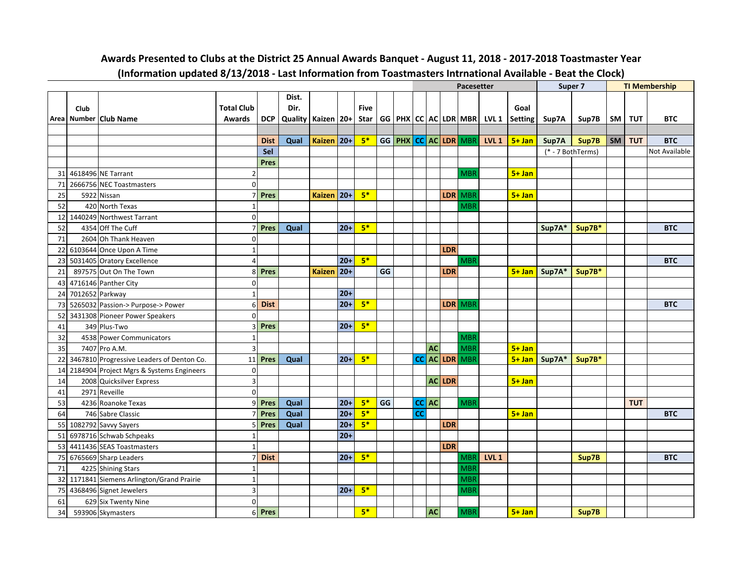**Awards Presented to Clubs at the District 25 Annual Awards Banquet - August 11, 2018 - 2017-2018 Toastmaster Year**

**(Information updated 8/13/2018 - Last Information from Toastmasters Intrnational Available - Beat the Clock)**

| | | | | | | | | | | | Pacesetter | | | | | | | Super 7 | | TI Membership | | |
|---|---|---|---|---|---|---|---|---|---|---|---|---|---|---|---|---|---|---|---|---|---|---|
| Area | Club Number | Club Name | Total Club Awards | DCP | Dist. Dir. Quality | Kaizen | 20+ | Five Star | GG | PHX | CC | AC | LDR | MBR | LVL 1 | Goal Setting | Sup7A | Sup7B | SM | TUT | BTC |
| | | | | | | | | | | | | | | | | | | | | | |
| | | | | Dist | Qual | Kaizen | 20+ | 5* | GG | PHX | CC | AC | LDR | MBR | LVL 1 | 5+ Jan | Sup7A | Sup7B | SM | TUT | BTC |
| | | | | Sel | | | | | | | | | | | | | (* - 7 BothTerms) | | | | Not Available |
| | | | | Pres | | | | | | | | | | | | | | | | | |
| 31 | 4618496 | NE Tarrant | 2 | | | | | | | | | | | MBR | | 5+ Jan | | | | | |
| 71 | 2666756 | NEC Toastmasters | 0 | | | | | | | | | | | | | | | | | | |
| 25 | 5922 | Nissan | 7 | Pres | | Kaizen | 20+ | 5* | | | | | LDR | MBR | | 5+ Jan | | | | | |
| 52 | 420 | North Texas | 1 | | | | | | | | | | | MBR | | | | | | | |
| 12 | 1440249 | Northwest Tarrant | 0 | | | | | | | | | | | | | | | | | | |
| 52 | 4354 | Off The Cuff | 7 | Pres | Qual | | 20+ | 5* | | | | | | | | | Sup7A* | Sup7B* | | | BTC |
| 71 | 2604 | Oh Thank Heaven | 0 | | | | | | | | | | | | | | | | | | |
| 22 | 6103644 | Once Upon A Time | 1 | | | | | | | | | | LDR | | | | | | | | |
| 23 | 5031405 | Oratory Excellence | 4 | | | | 20+ | 5* | | | | | | MBR | | | | | | | BTC |
| 21 | 897575 | Out On The Town | 8 | Pres | | Kaizen | 20+ | | GG | | | | LDR | | | 5+ Jan | Sup7A* | Sup7B* | | | |
| 43 | 4716146 | Panther City | 0 | | | | | | | | | | | | | | | | | | |
| 24 | 7012652 | Parkway | 1 | | | | 20+ | | | | | | | | | | | | | | |
| 73 | 5265032 | Passion-> Purpose-> Power | 6 | Dist | | | 20+ | 5* | | | | | LDR | MBR | | | | | | | BTC |
| 52 | 3431308 | Pioneer Power Speakers | 0 | | | | | | | | | | | | | | | | | | |
| 41 | 349 | Plus-Two | 3 | Pres | | | 20+ | 5* | | | | | | | | | | | | | |
| 32 | 4538 | Power Communicators | 1 | | | | | | | | | | | MBR | | | | | | | |
| 35 | 7407 | Pro A.M. | 3 | | | | | | | | | AC | | MBR | | 5+ Jan | | | | | |
| 22 | 3467810 | Progressive Leaders of Denton Co. | 11 | Pres | Qual | | 20+ | 5* | | | CC | AC | LDR | MBR | | 5+ Jan | Sup7A* | Sup7B* | | | |
| 14 | 2184904 | Project Mgrs & Systems Engineers | 0 | | | | | | | | | | | | | | | | | | |
| 14 | 2008 | Quicksilver Express | 3 | | | | | | | | | AC | LDR | | | 5+ Jan | | | | | |
| 41 | 2971 | Reveille | 0 | | | | | | | | | | | | | | | | | | |
| 53 | 4236 | Roanoke Texas | 9 | Pres | Qual | | 20+ | 5* | GG | | CC | AC | | MBR | | | | | | TUT | |
| 64 | 746 | Sabre Classic | 7 | Pres | Qual | | 20+ | 5* | | | CC | | | | | 5+ Jan | | | | | BTC |
| 55 | 1082792 | Savvy Sayers | 5 | Pres | Qual | | 20+ | 5* | | | | | LDR | | | | | | | | |
| 51 | 6978716 | Schwab Schpeaks | 1 | | | | 20+ | | | | | | | | | | | | | | |
| 53 | 4411436 | SEAS Toastmasters | 1 | | | | | | | | | | LDR | | | | | | | | |
| 75 | 6765669 | Sharp Leaders | 7 | Dist | | | 20+ | 5* | | | | | | MBR | LVL 1 | | | Sup7B | | | BTC |
| 71 | 4225 | Shining Stars | 1 | | | | | | | | | | | MBR | | | | | | | |
| 32 | 1171841 | Siemens Arlington/Grand Prairie | 1 | | | | | | | | | | | MBR | | | | | | | |
| 75 | 4368496 | Signet Jewelers | 3 | | | | 20+ | 5* | | | | | | MBR | | | | | | | |
| 61 | 629 | Six Twenty Nine | 0 | | | | | | | | | | | | | | | | | | |
| 34 | 593906 | Skymasters | 6 | Pres | | | | 5* | | | | AC | | MBR | | 5+ Jan | | Sup7B | | | |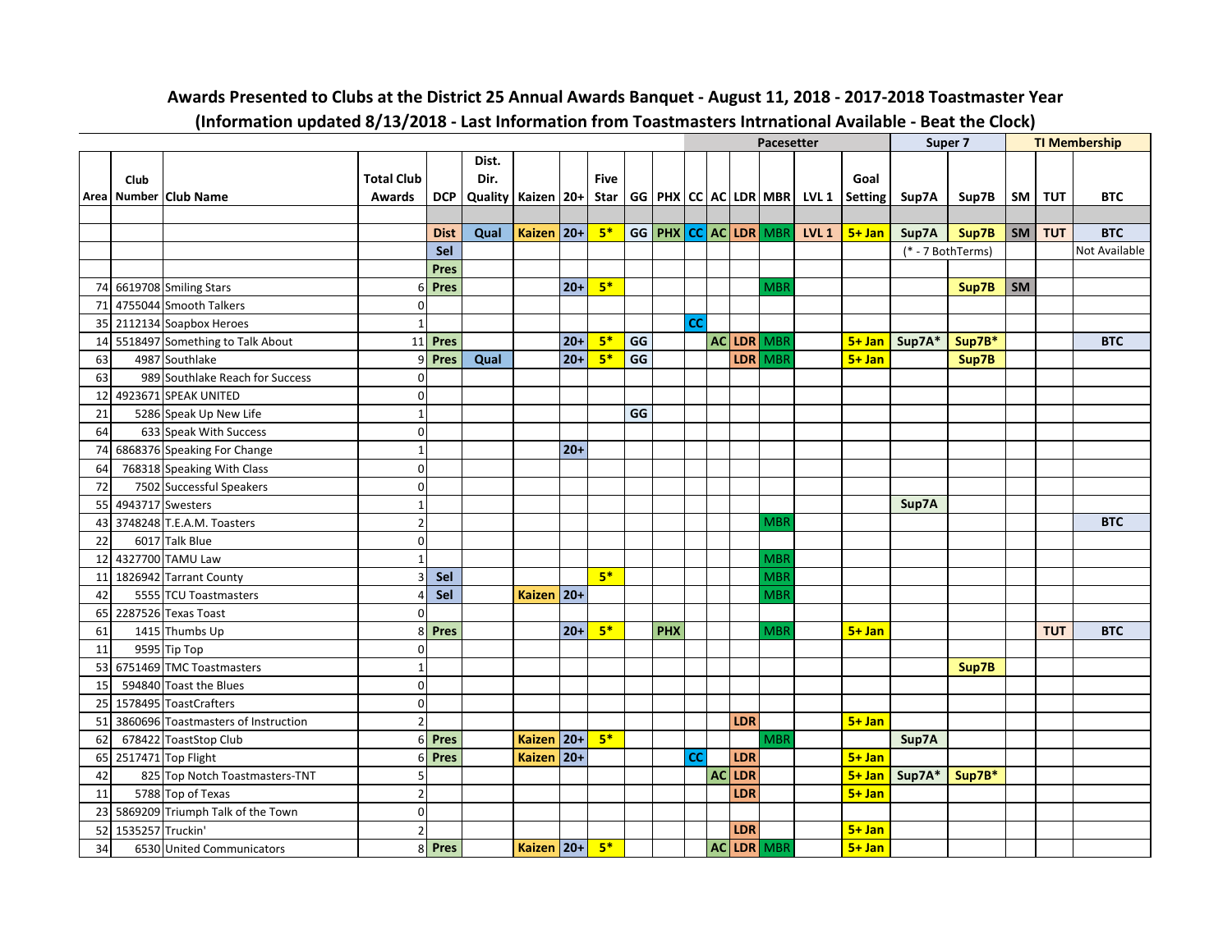**Awards Presented to Clubs at the District 25 Annual Awards Banquet - August 11, 2018 - 2017-2018 Toastmaster Year**

**(Information updated 8/13/2018 - Last Information from Toastmasters Intrnational Available - Beat the Clock)**

| | | | | | | | | | | | | Pacesetter | | | | | | Super 7 | | TI Membership | | |
|---|---|---|---|---|---|---|---|---|---|---|---|---|---|---|---|---|---|---|---|---|---|---|
| Area | Club Number | Club Name | Total Club Awards | DCP | Dist. Dir. Quality | Kaizen | 20+ | Five Star | GG | PHX | CC | AC | LDR | MBR | LVL 1 | Goal Setting | Sup7A | Sup7B | SM | TUT | BTC |
| | | | | | | | | | | | | | | | | | | | | | |
| | | | | Dist | Qual | Kaizen | 20+ | 5* | GG | PHX | CC | AC | LDR | MBR | LVL 1 | 5+ Jan | Sup7A | Sup7B | SM | TUT | BTC |
| | | | | Sel | | | | | | | | | | | | | (* - 7 BothTerms) | | | | Not Available |
| | | | | Pres | | | | | | | | | | | | | | | | | |
| 74 | 6619708 | Smiling Stars | 6 | Pres | | | 20+ | 5* | | | | | | MBR | | | | Sup7B | SM | | |
| 71 | 4755044 | Smooth Talkers | 0 | | | | | | | | | | | | | | | | | | |
| 35 | 2112134 | Soapbox Heroes | 1 | | | | | | | | CC | | | | | | | | | | |
| 14 | 5518497 | Something to Talk About | 11 | Pres | | | 20+ | 5* | GG | | | AC | LDR | MBR | | 5+ Jan | Sup7A* | Sup7B* | | | BTC |
| 63 | 4987 | Southlake | 9 | Pres | Qual | | 20+ | 5* | GG | | | | LDR | MBR | | 5+ Jan | | Sup7B | | | |
| 63 | 989 | Southlake Reach for Success | 0 | | | | | | | | | | | | | | | | | | |
| 12 | 4923671 | SPEAK UNITED | 0 | | | | | | | | | | | | | | | | | | |
| 21 | 5286 | Speak Up New Life | 1 | | | | | | GG | | | | | | | | | | | | |
| 64 | 633 | Speak With Success | 0 | | | | | | | | | | | | | | | | | | |
| 74 | 6868376 | Speaking For Change | 1 | | | | 20+ | | | | | | | | | | | | | | |
| 64 | 768318 | Speaking With Class | 0 | | | | | | | | | | | | | | | | | | |
| 72 | 7502 | Successful Speakers | 0 | | | | | | | | | | | | | | | | | | |
| 55 | 4943717 | Swesters | 1 | | | | | | | | | | | | | | Sup7A | | | | |
| 43 | 3748248 | T.E.A.M. Toasters | 2 | | | | | | | | | | | MBR | | | | | | | BTC |
| 22 | 6017 | Talk Blue | 0 | | | | | | | | | | | | | | | | | | |
| 12 | 4327700 | TAMU Law | 1 | | | | | | | | | | | MBR | | | | | | | |
| 11 | 1826942 | Tarrant County | 3 | Sel | | | | 5* | | | | | | MBR | | | | | | | |
| 42 | 5555 | TCU Toastmasters | 4 | Sel | | Kaizen | 20+ | | | | | | | MBR | | | | | | | |
| 65 | 2287526 | Texas Toast | 0 | | | | | | | | | | | | | | | | | | |
| 61 | 1415 | Thumbs Up | 8 | Pres | | | 20+ | 5* | | PHX | | | | MBR | | 5+ Jan | | | | TUT | BTC |
| 11 | 9595 | Tip Top | 0 | | | | | | | | | | | | | | | | | | |
| 53 | 6751469 | TMC Toastmasters | 1 | | | | | | | | | | | | | | | Sup7B | | | |
| 15 | 594840 | Toast the Blues | 0 | | | | | | | | | | | | | | | | | | |
| 25 | 1578495 | ToastCrafters | 0 | | | | | | | | | | | | | | | | | | |
| 51 | 3860696 | Toastmasters of Instruction | 2 | | | | | | | | | | LDR | | | 5+ Jan | | | | | |
| 62 | 678422 | ToastStop Club | 6 | Pres | | Kaizen | 20+ | 5* | | | | | | MBR | | | Sup7A | | | | |
| 65 | 2517471 | Top Flight | 6 | Pres | | Kaizen | 20+ | | | | CC | | LDR | | | 5+ Jan | | | | | |
| 42 | 825 | Top Notch Toastmasters-TNT | 5 | | | | | | | | | AC | LDR | | | 5+ Jan | Sup7A* | Sup7B* | | | |
| 11 | 5788 | Top of Texas | 2 | | | | | | | | | | LDR | | | 5+ Jan | | | | | |
| 23 | 5869209 | Triumph Talk of the Town | 0 | | | | | | | | | | | | | | | | | | |
| 52 | 1535257 | Truckin' | 2 | | | | | | | | | | LDR | | | 5+ Jan | | | | | |
| 34 | 6530 | United Communicators | 8 | Pres | | Kaizen | 20+ | 5* | | | | AC | LDR | MBR | | 5+ Jan | | | | | |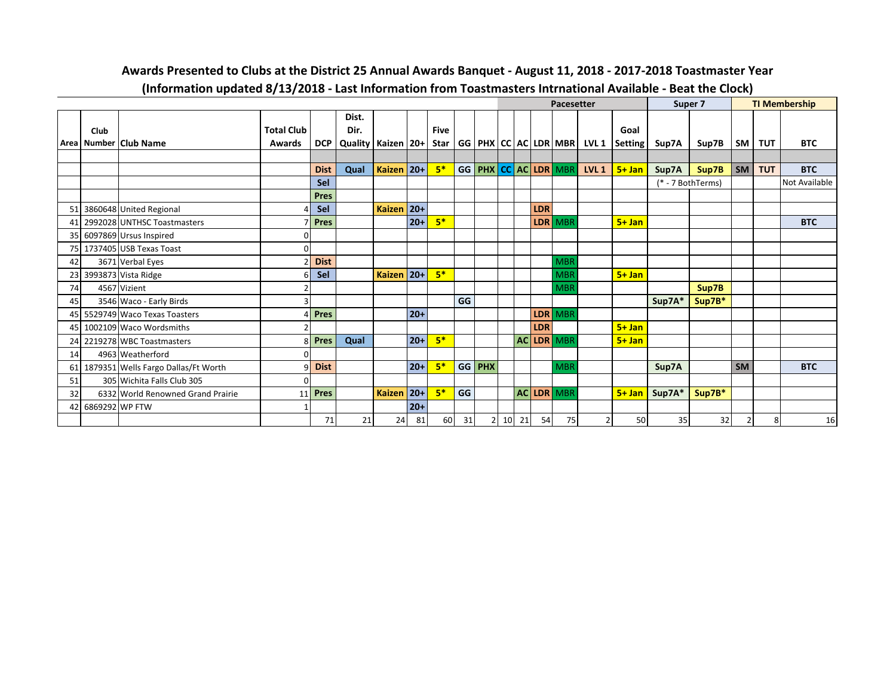**Awards Presented to Clubs at the District 25 Annual Awards Banquet - August 11, 2018 - 2017-2018 Toastmaster Year**

**(Information updated 8/13/2018 - Last Information from Toastmasters Intrnational Available - Beat the Clock)**

| | | | | | | | | | | | | Pacesetter | | | | | | Super 7 | | TI Membership | | |
|---|---|---|---|---|---|---|---|---|---|---|---|---|---|---|---|---|---|---|---|---|---|---|
| Area | Club Number | Club Name | Total Club Awards | DCP | Dist. Dir. Quality | Kaizen | 20+ | Five Star | GG | PHX | CC | AC | LDR | MBR | LVL 1 | Goal Setting | Sup7A | Sup7B | SM | TUT | BTC |
| | | | | | | | | | | | | | | | | | | | | | |
| | | | | Dist | Qual | Kaizen | 20+ | 5* | GG | PHX | CC | AC | LDR | MBR | LVL 1 | 5+ Jan | Sup7A | Sup7B | SM | TUT | BTC |
| | | | | Sel | | | | | | | | | | | | | (* - 7 BothTerms) | | | | Not Available |
| | | | | Pres | | | | | | | | | | | | | | | | | |
| 51 | 3860648 | United Regional | 4 | Sel | | Kaizen | 20+ | | | | | | LDR | | | | | | | | |
| 41 | 2992028 | UNTHSC Toastmasters | 7 | Pres | | | 20+ | 5* | | | | | LDR | MBR | | 5+ Jan | | | | | BTC |
| 35 | 6097869 | Ursus Inspired | 0 | | | | | | | | | | | | | | | | | | |
| 75 | 1737405 | USB Texas Toast | 0 | | | | | | | | | | | | | | | | | | |
| 42 | 3671 | Verbal Eyes | 2 | Dist | | | | | | | | | | MBR | | | | | | | |
| 23 | 3993873 | Vista Ridge | 6 | Sel | | Kaizen | 20+ | 5* | | | | | | MBR | | 5+ Jan | | | | | |
| 74 | 4567 | Vizient | 2 | | | | | | | | | | | MBR | | | | Sup7B | | | |
| 45 | 3546 | Waco - Early Birds | 3 | | | | | | GG | | | | | | | | Sup7A* | Sup7B* | | | |
| 45 | 5529749 | Waco Texas Toasters | 4 | Pres | | | 20+ | | | | | | LDR | MBR | | | | | | | |
| 45 | 1002109 | Waco Wordsmiths | 2 | | | | | | | | | | LDR | | | 5+ Jan | | | | | |
| 24 | 2219278 | WBC Toastmasters | 8 | Pres | Qual | | 20+ | 5* | | | | AC | LDR | MBR | | 5+ Jan | | | | | |
| 14 | 4963 | Weatherford | 0 | | | | | | | | | | | | | | | | | | |
| 61 | 1879351 | Wells Fargo Dallas/Ft Worth | 9 | Dist | | | 20+ | 5* | GG | PHX | | | | MBR | | | Sup7A | | SM | | BTC |
| 51 | 305 | Wichita Falls Club 305 | 0 | | | | | | | | | | | | | | | | | | |
| 32 | 6332 | World Renowned Grand Prairie | 11 | Pres | | Kaizen | 20+ | 5* | GG | | | AC | LDR | MBR | | 5+ Jan | Sup7A* | Sup7B* | | | |
| 42 | 6869292 | WP FTW | 1 | | | | 20+ | | | | | | | | | | | | | | |
| | | | | 71 | 21 | 24 | 81 | 60 | 31 | 2 | 10 | 21 | 54 | 75 | 2 | 50 | 35 | 32 | 2 | 8 | 16 |